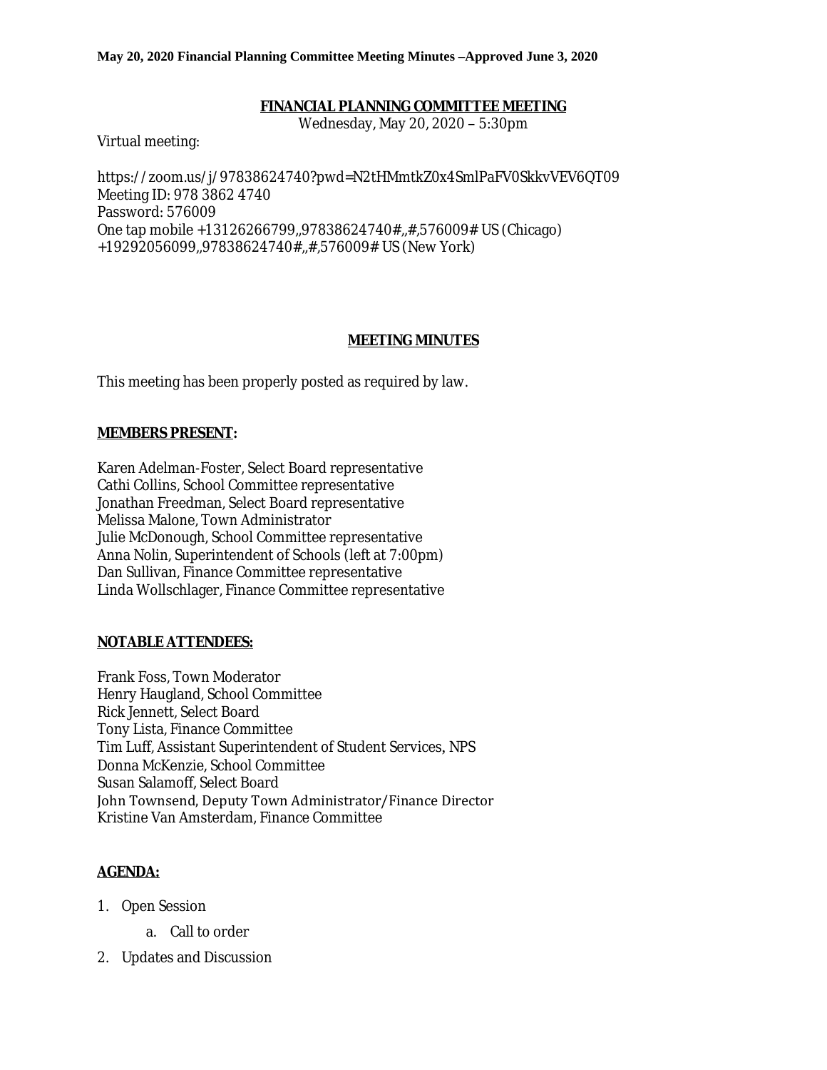**May 20, 2020 Financial Planning Committee Meeting Minutes –Approved June 3, 2020**

# FINANCIAL PLANNING COMMITTEE MEETING

Wednesday, May 20, 2020 – 5:30pm

Virtual meeting:

https://zoom.us/j/97838624740?pwd=N2tHMmtkZ0x4SmlPaFV0SkkvVEV6QT09
Meeting ID: 978 3862 4740
Password: 576009
One tap mobile +13126266799,,97838624740#,,#,576009# US (Chicago)
+19292056099,,97838624740#,,#,576009# US (New York)

## MEETING MINUTES

This meeting has been properly posted as required by law.

**MEMBERS PRESENT:**

Karen Adelman-Foster, Select Board representative
Cathi Collins, School Committee representative
Jonathan Freedman, Select Board representative
Melissa Malone, Town Administrator
Julie McDonough, School Committee representative
Anna Nolin, Superintendent of Schools (left at 7:00pm)
Dan Sullivan, Finance Committee representative
Linda Wollschlager, Finance Committee representative

**NOTABLE ATTENDEES:**

Frank Foss, Town Moderator
Henry Haugland, School Committee
Rick Jennett, Select Board
Tony Lista, Finance Committee
Tim Luff, Assistant Superintendent of Student Services, NPS
Donna McKenzie, School Committee
Susan Salamoff, Select Board
John Townsend, Deputy Town Administrator/Finance Director
Kristine Van Amsterdam, Finance Committee

**AGENDA:**

1. Open Session
   a. Call to order
2. Updates and Discussion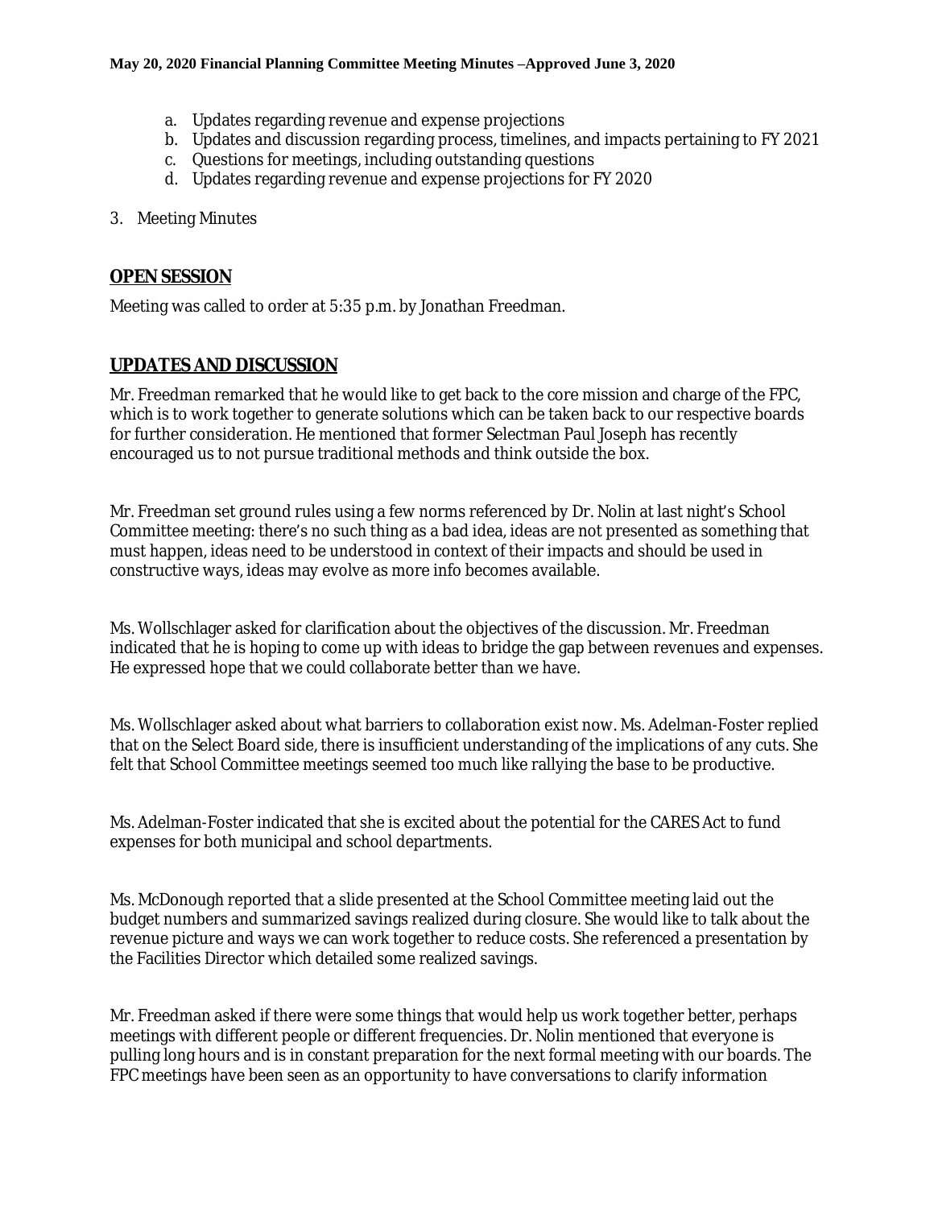a. Updates regarding revenue and expense projections
b. Updates and discussion regarding process, timelines, and impacts pertaining to FY 2021
c. Questions for meetings, including outstanding questions
d. Updates regarding revenue and expense projections for FY 2020

3. Meeting Minutes

## OPEN SESSION

Meeting was called to order at 5:35 p.m. by Jonathan Freedman.

## UPDATES AND DISCUSSION

Mr. Freedman remarked that he would like to get back to the core mission and charge of the FPC, which is to work together to generate solutions which can be taken back to our respective boards for further consideration. He mentioned that former Selectman Paul Joseph has recently encouraged us to not pursue traditional methods and think outside the box.

Mr. Freedman set ground rules using a few norms referenced by Dr. Nolin at last night's School Committee meeting: there's no such thing as a bad idea, ideas are not presented as something that must happen, ideas need to be understood in context of their impacts and should be used in constructive ways, ideas may evolve as more info becomes available.

Ms. Wollschlager asked for clarification about the objectives of the discussion. Mr. Freedman indicated that he is hoping to come up with ideas to bridge the gap between revenues and expenses. He expressed hope that we could collaborate better than we have.

Ms. Wollschlager asked about what barriers to collaboration exist now. Ms. Adelman-Foster replied that on the Select Board side, there is insufficient understanding of the implications of any cuts. She felt that School Committee meetings seemed too much like rallying the base to be productive.

Ms. Adelman-Foster indicated that she is excited about the potential for the CARES Act to fund expenses for both municipal and school departments.

Ms. McDonough reported that a slide presented at the School Committee meeting laid out the budget numbers and summarized savings realized during closure. She would like to talk about the revenue picture and ways we can work together to reduce costs. She referenced a presentation by the Facilities Director which detailed some realized savings.

Mr. Freedman asked if there were some things that would help us work together better, perhaps meetings with different people or different frequencies. Dr. Nolin mentioned that everyone is pulling long hours and is in constant preparation for the next formal meeting with our boards. The FPC meetings have been seen as an opportunity to have conversations to clarify information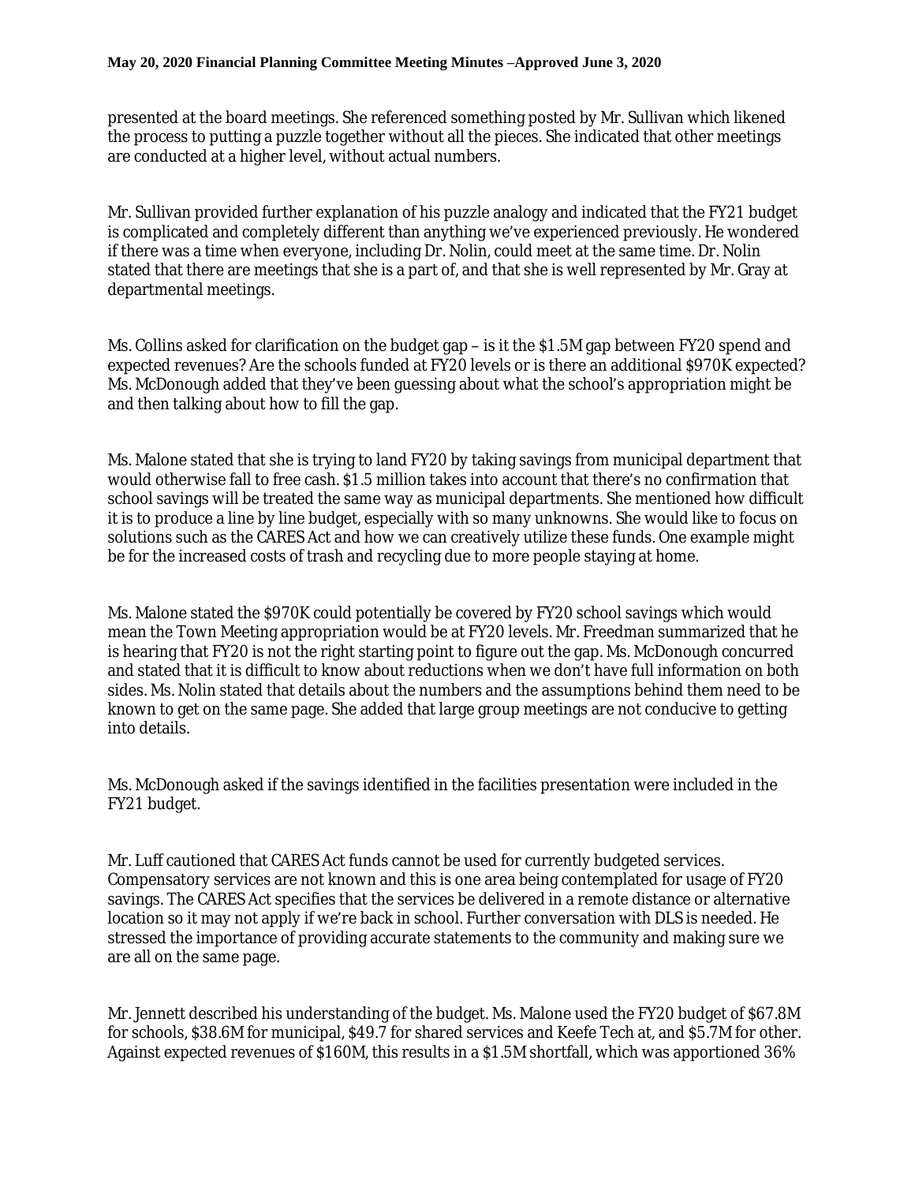presented at the board meetings. She referenced something posted by Mr. Sullivan which likened the process to putting a puzzle together without all the pieces. She indicated that other meetings are conducted at a higher level, without actual numbers.

Mr. Sullivan provided further explanation of his puzzle analogy and indicated that the FY21 budget is complicated and completely different than anything we've experienced previously. He wondered if there was a time when everyone, including Dr. Nolin, could meet at the same time. Dr. Nolin stated that there are meetings that she is a part of, and that she is well represented by Mr. Gray at departmental meetings.

Ms. Collins asked for clarification on the budget gap – is it the $1.5M gap between FY20 spend and expected revenues? Are the schools funded at FY20 levels or is there an additional $970K expected? Ms. McDonough added that they've been guessing about what the school's appropriation might be and then talking about how to fill the gap.

Ms. Malone stated that she is trying to land FY20 by taking savings from municipal department that would otherwise fall to free cash. $1.5 million takes into account that there's no confirmation that school savings will be treated the same way as municipal departments. She mentioned how difficult it is to produce a line by line budget, especially with so many unknowns. She would like to focus on solutions such as the CARES Act and how we can creatively utilize these funds. One example might be for the increased costs of trash and recycling due to more people staying at home.

Ms. Malone stated the $970K could potentially be covered by FY20 school savings which would mean the Town Meeting appropriation would be at FY20 levels. Mr. Freedman summarized that he is hearing that FY20 is not the right starting point to figure out the gap. Ms. McDonough concurred and stated that it is difficult to know about reductions when we don't have full information on both sides. Ms. Nolin stated that details about the numbers and the assumptions behind them need to be known to get on the same page. She added that large group meetings are not conducive to getting into details.

Ms. McDonough asked if the savings identified in the facilities presentation were included in the FY21 budget.

Mr. Luff cautioned that CARES Act funds cannot be used for currently budgeted services. Compensatory services are not known and this is one area being contemplated for usage of FY20 savings. The CARES Act specifies that the services be delivered in a remote distance or alternative location so it may not apply if we're back in school. Further conversation with DLS is needed. He stressed the importance of providing accurate statements to the community and making sure we are all on the same page.

Mr. Jennett described his understanding of the budget. Ms. Malone used the FY20 budget of $67.8M for schools, $38.6M for municipal, $49.7 for shared services and Keefe Tech at, and $5.7M for other. Against expected revenues of $160M, this results in a $1.5M shortfall, which was apportioned 36%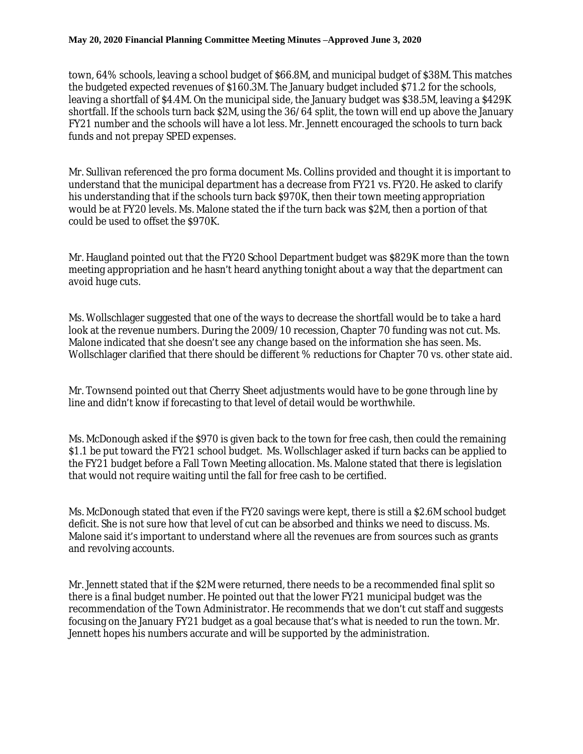town, 64% schools, leaving a school budget of $66.8M, and municipal budget of $38M. This matches the budgeted expected revenues of $160.3M. The January budget included $71.2 for the schools, leaving a shortfall of $4.4M. On the municipal side, the January budget was $38.5M, leaving a $429K shortfall. If the schools turn back $2M, using the 36/64 split, the town will end up above the January FY21 number and the schools will have a lot less. Mr. Jennett encouraged the schools to turn back funds and not prepay SPED expenses.

Mr. Sullivan referenced the pro forma document Ms. Collins provided and thought it is important to understand that the municipal department has a decrease from FY21 vs. FY20. He asked to clarify his understanding that if the schools turn back $970K, then their town meeting appropriation would be at FY20 levels. Ms. Malone stated the if the turn back was $2M, then a portion of that could be used to offset the $970K.

Mr. Haugland pointed out that the FY20 School Department budget was $829K more than the town meeting appropriation and he hasn't heard anything tonight about a way that the department can avoid huge cuts.

Ms. Wollschlager suggested that one of the ways to decrease the shortfall would be to take a hard look at the revenue numbers. During the 2009/10 recession, Chapter 70 funding was not cut. Ms. Malone indicated that she doesn't see any change based on the information she has seen. Ms. Wollschlager clarified that there should be different % reductions for Chapter 70 vs. other state aid.

Mr. Townsend pointed out that Cherry Sheet adjustments would have to be gone through line by line and didn't know if forecasting to that level of detail would be worthwhile.

Ms. McDonough asked if the $970 is given back to the town for free cash, then could the remaining $1.1 be put toward the FY21 school budget. Ms. Wollschlager asked if turn backs can be applied to the FY21 budget before a Fall Town Meeting allocation. Ms. Malone stated that there is legislation that would not require waiting until the fall for free cash to be certified.

Ms. McDonough stated that even if the FY20 savings were kept, there is still a $2.6M school budget deficit. She is not sure how that level of cut can be absorbed and thinks we need to discuss. Ms. Malone said it's important to understand where all the revenues are from sources such as grants and revolving accounts.

Mr. Jennett stated that if the $2M were returned, there needs to be a recommended final split so there is a final budget number. He pointed out that the lower FY21 municipal budget was the recommendation of the Town Administrator. He recommends that we don't cut staff and suggests focusing on the January FY21 budget as a goal because that's what is needed to run the town. Mr. Jennett hopes his numbers accurate and will be supported by the administration.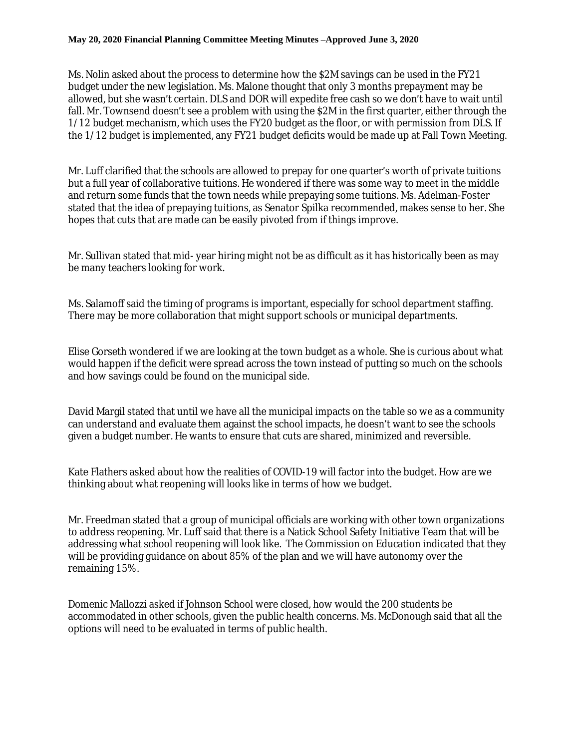Ms. Nolin asked about the process to determine how the $2M savings can be used in the FY21 budget under the new legislation. Ms. Malone thought that only 3 months prepayment may be allowed, but she wasn't certain. DLS and DOR will expedite free cash so we don't have to wait until fall. Mr. Townsend doesn't see a problem with using the $2M in the first quarter, either through the 1/12 budget mechanism, which uses the FY20 budget as the floor, or with permission from DLS. If the 1/12 budget is implemented, any FY21 budget deficits would be made up at Fall Town Meeting.

Mr. Luff clarified that the schools are allowed to prepay for one quarter's worth of private tuitions but a full year of collaborative tuitions. He wondered if there was some way to meet in the middle and return some funds that the town needs while prepaying some tuitions. Ms. Adelman-Foster stated that the idea of prepaying tuitions, as Senator Spilka recommended, makes sense to her. She hopes that cuts that are made can be easily pivoted from if things improve.

Mr. Sullivan stated that mid- year hiring might not be as difficult as it has historically been as may be many teachers looking for work.

Ms. Salamoff said the timing of programs is important, especially for school department staffing. There may be more collaboration that might support schools or municipal departments.

Elise Gorseth wondered if we are looking at the town budget as a whole. She is curious about what would happen if the deficit were spread across the town instead of putting so much on the schools and how savings could be found on the municipal side.

David Margil stated that until we have all the municipal impacts on the table so we as a community can understand and evaluate them against the school impacts, he doesn't want to see the schools given a budget number. He wants to ensure that cuts are shared, minimized and reversible.

Kate Flathers asked about how the realities of COVID-19 will factor into the budget. How are we thinking about what reopening will looks like in terms of how we budget.

Mr. Freedman stated that a group of municipal officials are working with other town organizations to address reopening. Mr. Luff said that there is a Natick School Safety Initiative Team that will be addressing what school reopening will look like. The Commission on Education indicated that they will be providing guidance on about 85% of the plan and we will have autonomy over the remaining 15%.

Domenic Mallozzi asked if Johnson School were closed, how would the 200 students be accommodated in other schools, given the public health concerns. Ms. McDonough said that all the options will need to be evaluated in terms of public health.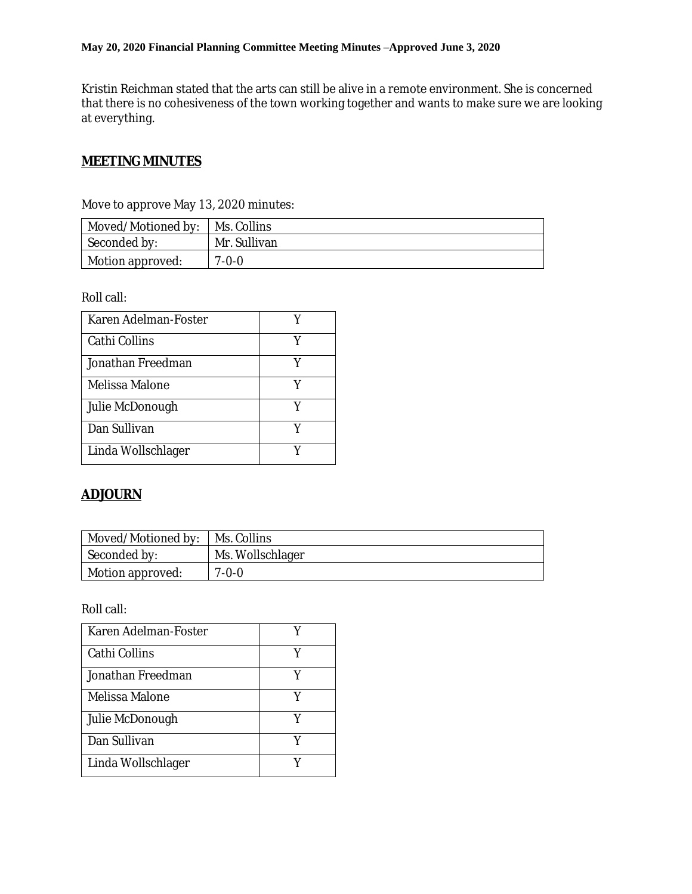Kristin Reichman stated that the arts can still be alive in a remote environment. She is concerned that there is no cohesiveness of the town working together and wants to make sure we are looking at everything.

## MEETING MINUTES

Move to approve May 13, 2020 minutes:

| Moved/Motioned by: | Ms. Collins |
|---|---|
| Seconded by: | Mr. Sullivan |
| Motion approved: | 7-0-0 |

Roll call:

| Karen Adelman-Foster | Y |
|---|---|
| Cathi Collins | Y |
| Jonathan Freedman | Y |
| Melissa Malone | Y |
| Julie McDonough | Y |
| Dan Sullivan | Y |
| Linda Wollschlager | Y |

## ADJOURN

| Moved/Motioned by: | Ms. Collins |
|---|---|
| Seconded by: | Ms. Wollschlager |
| Motion approved: | 7-0-0 |

Roll call:

| Karen Adelman-Foster | Y |
|---|---|
| Cathi Collins | Y |
| Jonathan Freedman | Y |
| Melissa Malone | Y |
| Julie McDonough | Y |
| Dan Sullivan | Y |
| Linda Wollschlager | Y |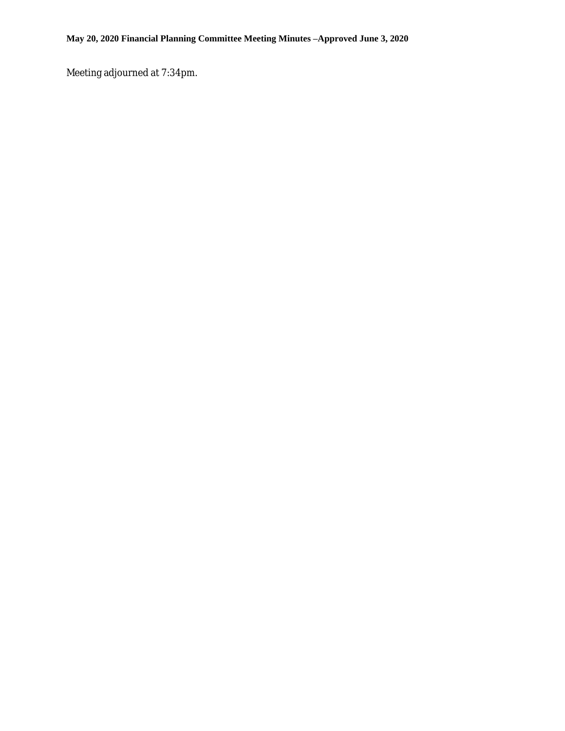Meeting adjourned at 7:34pm.